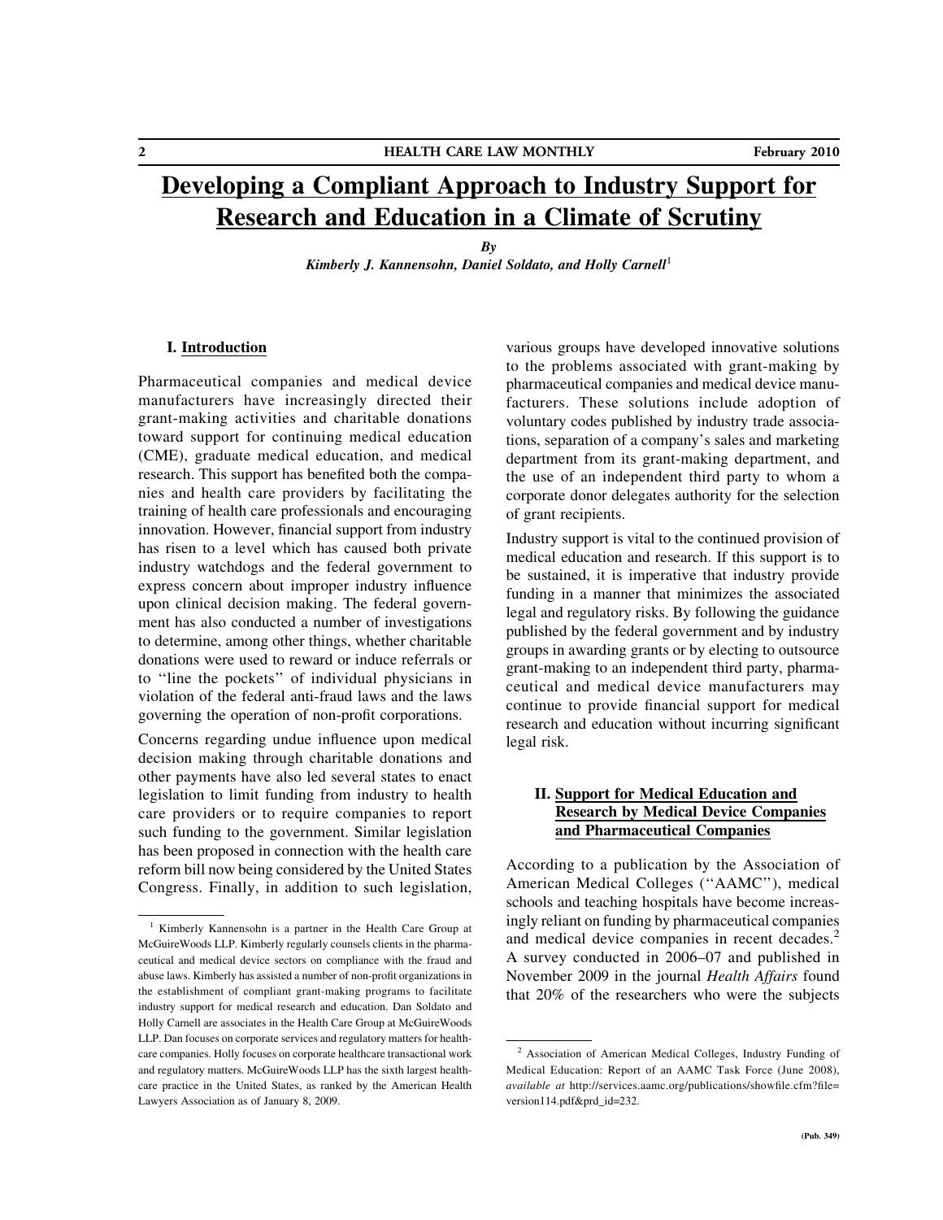# Developing a Compliant Approach to Industry Support for Research and Education in a Climate of Scrutiny

*By*

***Kimberly J. Kannensohn, Daniel Soldato, and Holly Carnell***[1]

## I. Introduction

Pharmaceutical companies and medical device manufacturers have increasingly directed their grant-making activities and charitable donations toward support for continuing medical education (CME), graduate medical education, and medical research. This support has benefited both the companies and health care providers by facilitating the training of health care professionals and encouraging innovation. However, financial support from industry has risen to a level which has caused both private industry watchdogs and the federal government to express concern about improper industry influence upon clinical decision making. The federal government has also conducted a number of investigations to determine, among other things, whether charitable donations were used to reward or induce referrals or to ''line the pockets'' of individual physicians in violation of the federal anti-fraud laws and the laws governing the operation of non-profit corporations.

Concerns regarding undue influence upon medical decision making through charitable donations and other payments have also led several states to enact legislation to limit funding from industry to health care providers or to require companies to report such funding to the government. Similar legislation has been proposed in connection with the health care reform bill now being considered by the United States Congress. Finally, in addition to such legislation, various groups have developed innovative solutions to the problems associated with grant-making by pharmaceutical companies and medical device manufacturers. These solutions include adoption of voluntary codes published by industry trade associations, separation of a company's sales and marketing department from its grant-making department, and the use of an independent third party to whom a corporate donor delegates authority for the selection of grant recipients.

Industry support is vital to the continued provision of medical education and research. If this support is to be sustained, it is imperative that industry provide funding in a manner that minimizes the associated legal and regulatory risks. By following the guidance published by the federal government and by industry groups in awarding grants or by electing to outsource grant-making to an independent third party, pharmaceutical and medical device manufacturers may continue to provide financial support for medical research and education without incurring significant legal risk.

## II. Support for Medical Education and Research by Medical Device Companies and Pharmaceutical Companies

According to a publication by the Association of American Medical Colleges (''AAMC''), medical schools and teaching hospitals have become increasingly reliant on funding by pharmaceutical companies and medical device companies in recent decades.[2] A survey conducted in 2006–07 and published in November 2009 in the journal *Health Affairs* found that 20% of the researchers who were the subjects

---

[1] Kimberly Kannensohn is a partner in the Health Care Group at McGuireWoods LLP. Kimberly regularly counsels clients in the pharmaceutical and medical device sectors on compliance with the fraud and abuse laws. Kimberly has assisted a number of non-profit organizations in the establishment of compliant grant-making programs to facilitate industry support for medical research and education. Dan Soldato and Holly Carnell are associates in the Health Care Group at McGuireWoods LLP. Dan focuses on corporate services and regulatory matters for healthcare companies. Holly focuses on corporate healthcare transactional work and regulatory matters. McGuireWoods LLP has the sixth largest healthcare practice in the United States, as ranked by the American Health Lawyers Association as of January 8, 2009.

[2] Association of American Medical Colleges, Industry Funding of Medical Education: Report of an AAMC Task Force (June 2008), *available at* http://services.aamc.org/publications/showfile.cfm?file=version114.pdf&prd_id=232.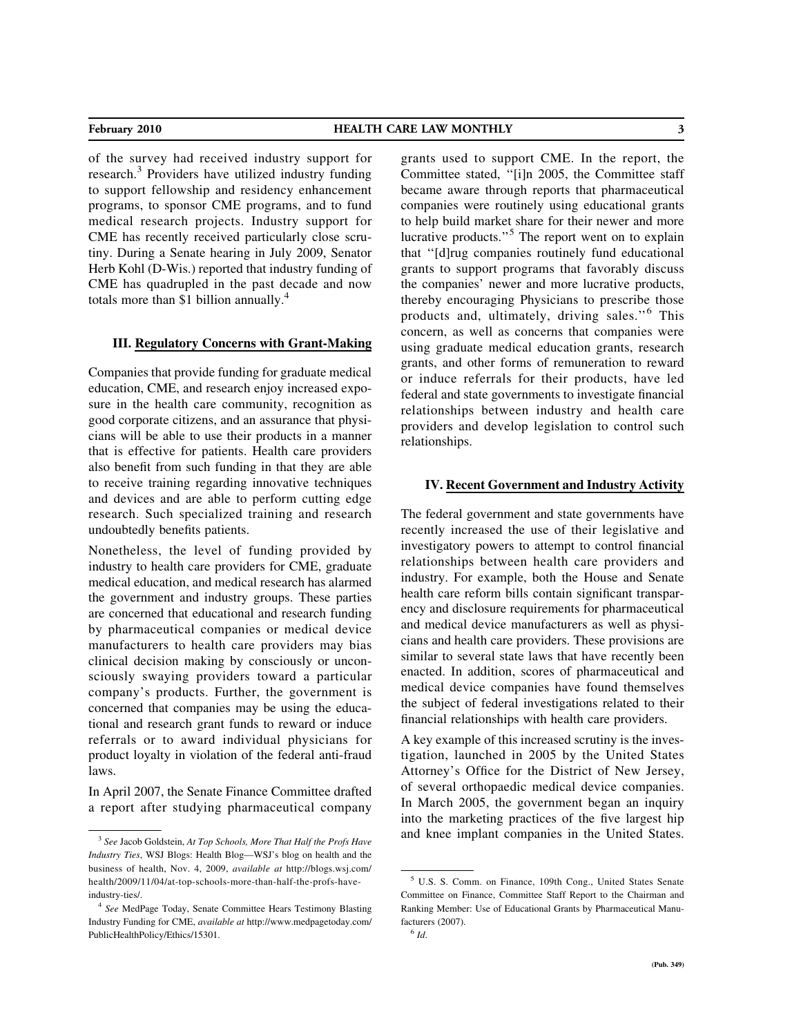of the survey had received industry support for research.[3] Providers have utilized industry funding to support fellowship and residency enhancement programs, to sponsor CME programs, and to fund medical research projects. Industry support for CME has recently received particularly close scrutiny. During a Senate hearing in July 2009, Senator Herb Kohl (D-Wis.) reported that industry funding of CME has quadrupled in the past decade and now totals more than $1 billion annually.[4]

### III. Regulatory Concerns with Grant-Making

Companies that provide funding for graduate medical education, CME, and research enjoy increased exposure in the health care community, recognition as good corporate citizens, and an assurance that physicians will be able to use their products in a manner that is effective for patients. Health care providers also benefit from such funding in that they are able to receive training regarding innovative techniques and devices and are able to perform cutting edge research. Such specialized training and research undoubtedly benefits patients.

Nonetheless, the level of funding provided by industry to health care providers for CME, graduate medical education, and medical research has alarmed the government and industry groups. These parties are concerned that educational and research funding by pharmaceutical companies or medical device manufacturers to health care providers may bias clinical decision making by consciously or unconsciously swaying providers toward a particular company's products. Further, the government is concerned that companies may be using the educational and research grant funds to reward or induce referrals or to award individual physicians for product loyalty in violation of the federal anti-fraud laws.

In April 2007, the Senate Finance Committee drafted a report after studying pharmaceutical company grants used to support CME. In the report, the Committee stated, "[i]n 2005, the Committee staff became aware through reports that pharmaceutical companies were routinely using educational grants to help build market share for their newer and more lucrative products."[5] The report went on to explain that "[d]rug companies routinely fund educational grants to support programs that favorably discuss the companies' newer and more lucrative products, thereby encouraging Physicians to prescribe those products and, ultimately, driving sales."[6] This concern, as well as concerns that companies were using graduate medical education grants, research grants, and other forms of remuneration to reward or induce referrals for their products, have led federal and state governments to investigate financial relationships between industry and health care providers and develop legislation to control such relationships.

### IV. Recent Government and Industry Activity

The federal government and state governments have recently increased the use of their legislative and investigatory powers to attempt to control financial relationships between health care providers and industry. For example, both the House and Senate health care reform bills contain significant transparency and disclosure requirements for pharmaceutical and medical device manufacturers as well as physicians and health care providers. These provisions are similar to several state laws that have recently been enacted. In addition, scores of pharmaceutical and medical device companies have found themselves the subject of federal investigations related to their financial relationships with health care providers.

A key example of this increased scrutiny is the investigation, launched in 2005 by the United States Attorney's Office for the District of New Jersey, of several orthopaedic medical device companies. In March 2005, the government began an inquiry into the marketing practices of the five largest hip and knee implant companies in the United States.

---

[3] *See* Jacob Goldstein, *At Top Schools, More That Half the Profs Have Industry Ties*, WSJ Blogs: Health Blog—WSJ's blog on health and the business of health, Nov. 4, 2009, *available at* http://blogs.wsj.com/health/2009/11/04/at-top-schools-more-than-half-the-profs-have-industry-ties/.

[4] *See* MedPage Today, Senate Committee Hears Testimony Blasting Industry Funding for CME, *available at* http://www.medpagetoday.com/PublicHealthPolicy/Ethics/15301.

[5] U.S. S. Comm. on Finance, 109th Cong., United States Senate Committee on Finance, Committee Staff Report to the Chairman and Ranking Member: Use of Educational Grants by Pharmaceutical Manufacturers (2007).

[6] *Id*.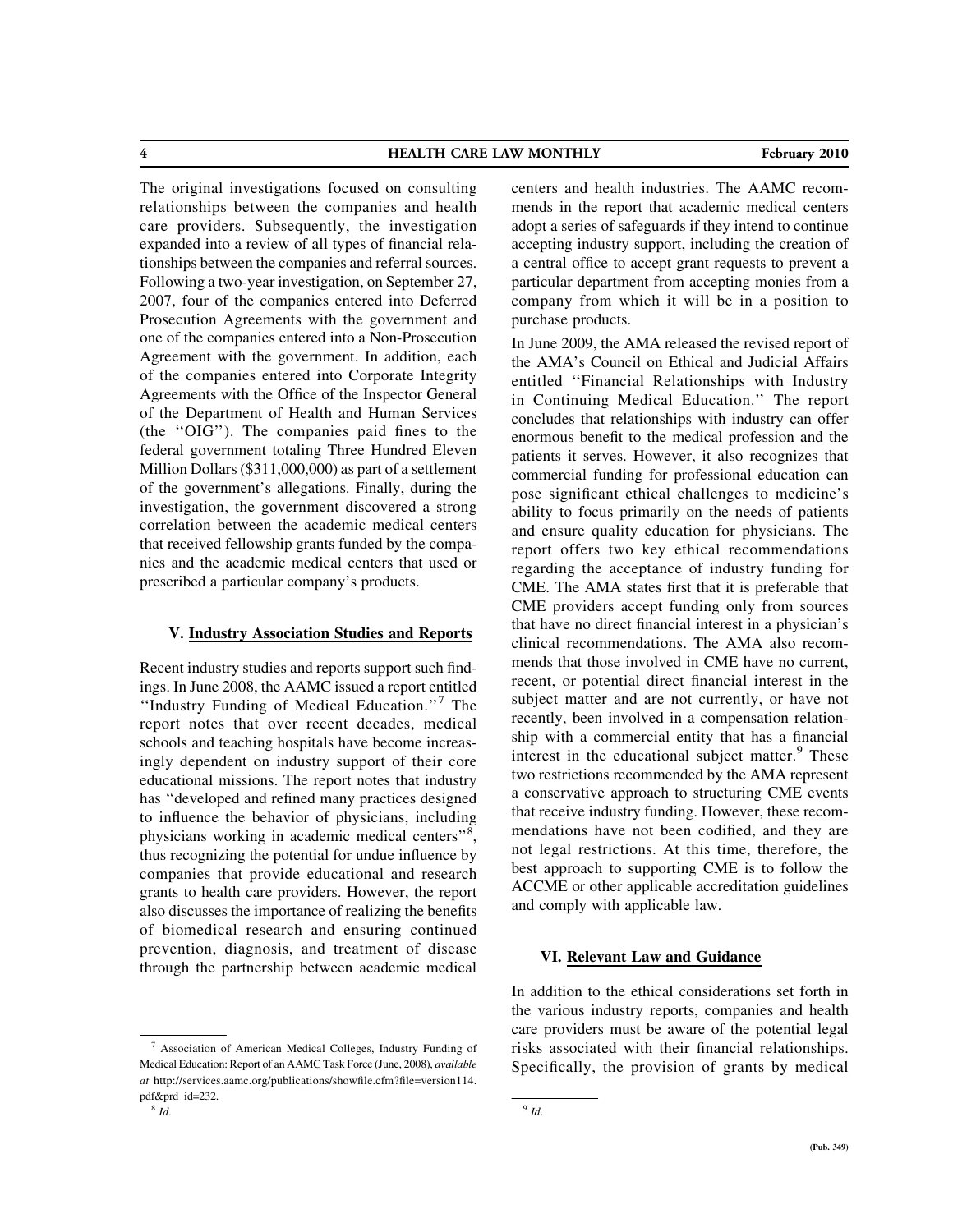The original investigations focused on consulting relationships between the companies and health care providers. Subsequently, the investigation expanded into a review of all types of financial relationships between the companies and referral sources. Following a two-year investigation, on September 27, 2007, four of the companies entered into Deferred Prosecution Agreements with the government and one of the companies entered into a Non-Prosecution Agreement with the government. In addition, each of the companies entered into Corporate Integrity Agreements with the Office of the Inspector General of the Department of Health and Human Services (the ''OIG''). The companies paid fines to the federal government totaling Three Hundred Eleven Million Dollars ($311,000,000) as part of a settlement of the government's allegations. Finally, during the investigation, the government discovered a strong correlation between the academic medical centers that received fellowship grants funded by the companies and the academic medical centers that used or prescribed a particular company's products.

## V. Industry Association Studies and Reports

Recent industry studies and reports support such findings. In June 2008, the AAMC issued a report entitled ''Industry Funding of Medical Education.''[7] The report notes that over recent decades, medical schools and teaching hospitals have become increasingly dependent on industry support of their core educational missions. The report notes that industry has ''developed and refined many practices designed to influence the behavior of physicians, including physicians working in academic medical centers''[8], thus recognizing the potential for undue influence by companies that provide educational and research grants to health care providers. However, the report also discusses the importance of realizing the benefits of biomedical research and ensuring continued prevention, diagnosis, and treatment of disease through the partnership between academic medical centers and health industries. The AAMC recommends in the report that academic medical centers adopt a series of safeguards if they intend to continue accepting industry support, including the creation of a central office to accept grant requests to prevent a particular department from accepting monies from a company from which it will be in a position to purchase products.

In June 2009, the AMA released the revised report of the AMA's Council on Ethical and Judicial Affairs entitled ''Financial Relationships with Industry in Continuing Medical Education.'' The report concludes that relationships with industry can offer enormous benefit to the medical profession and the patients it serves. However, it also recognizes that commercial funding for professional education can pose significant ethical challenges to medicine's ability to focus primarily on the needs of patients and ensure quality education for physicians. The report offers two key ethical recommendations regarding the acceptance of industry funding for CME. The AMA states first that it is preferable that CME providers accept funding only from sources that have no direct financial interest in a physician's clinical recommendations. The AMA also recommends that those involved in CME have no current, recent, or potential direct financial interest in the subject matter and are not currently, or have not recently, been involved in a compensation relationship with a commercial entity that has a financial interest in the educational subject matter.[9] These two restrictions recommended by the AMA represent a conservative approach to structuring CME events that receive industry funding. However, these recommendations have not been codified, and they are not legal restrictions. At this time, therefore, the best approach to supporting CME is to follow the ACCME or other applicable accreditation guidelines and comply with applicable law.

## VI. Relevant Law and Guidance

In addition to the ethical considerations set forth in the various industry reports, companies and health care providers must be aware of the potential legal risks associated with their financial relationships. Specifically, the provision of grants by medical

---

[7] Association of American Medical Colleges, Industry Funding of Medical Education: Report of an AAMC Task Force (June, 2008), *available at* http://services.aamc.org/publications/showfile.cfm?file=version114.pdf&prd_id=232.

[8] *Id.*

[9] *Id.*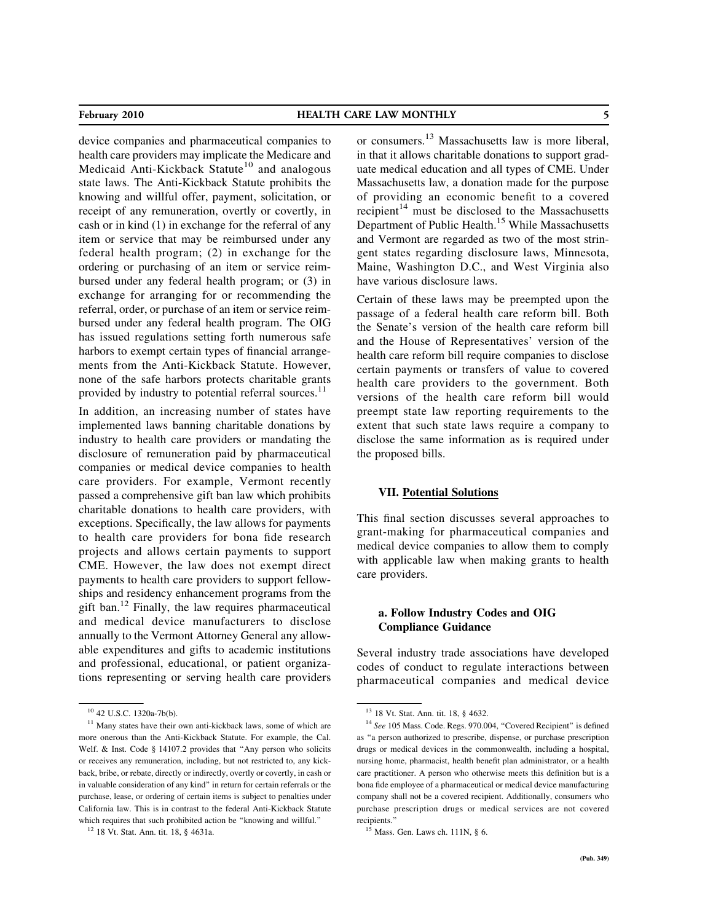device companies and pharmaceutical companies to health care providers may implicate the Medicare and Medicaid Anti-Kickback Statute[10] and analogous state laws. The Anti-Kickback Statute prohibits the knowing and willful offer, payment, solicitation, or receipt of any remuneration, overtly or covertly, in cash or in kind (1) in exchange for the referral of any item or service that may be reimbursed under any federal health program; (2) in exchange for the ordering or purchasing of an item or service reimbursed under any federal health program; or (3) in exchange for arranging for or recommending the referral, order, or purchase of an item or service reimbursed under any federal health program. The OIG has issued regulations setting forth numerous safe harbors to exempt certain types of financial arrangements from the Anti-Kickback Statute. However, none of the safe harbors protects charitable grants provided by industry to potential referral sources.[11]

In addition, an increasing number of states have implemented laws banning charitable donations by industry to health care providers or mandating the disclosure of remuneration paid by pharmaceutical companies or medical device companies to health care providers. For example, Vermont recently passed a comprehensive gift ban law which prohibits charitable donations to health care providers, with exceptions. Specifically, the law allows for payments to health care providers for bona fide research projects and allows certain payments to support CME. However, the law does not exempt direct payments to health care providers to support fellowships and residency enhancement programs from the gift ban.[12] Finally, the law requires pharmaceutical and medical device manufacturers to disclose annually to the Vermont Attorney General any allowable expenditures and gifts to academic institutions and professional, educational, or patient organizations representing or serving health care providers or consumers.[13] Massachusetts law is more liberal, in that it allows charitable donations to support graduate medical education and all types of CME. Under Massachusetts law, a donation made for the purpose of providing an economic benefit to a covered recipient[14] must be disclosed to the Massachusetts Department of Public Health.[15] While Massachusetts and Vermont are regarded as two of the most stringent states regarding disclosure laws, Minnesota, Maine, Washington D.C., and West Virginia also have various disclosure laws.

Certain of these laws may be preempted upon the passage of a federal health care reform bill. Both the Senate's version of the health care reform bill and the House of Representatives' version of the health care reform bill require companies to disclose certain payments or transfers of value to covered health care providers to the government. Both versions of the health care reform bill would preempt state law reporting requirements to the extent that such state laws require a company to disclose the same information as is required under the proposed bills.

## VII. Potential Solutions

This final section discusses several approaches to grant-making for pharmaceutical companies and medical device companies to allow them to comply with applicable law when making grants to health care providers.

### a. Follow Industry Codes and OIG Compliance Guidance

Several industry trade associations have developed codes of conduct to regulate interactions between pharmaceutical companies and medical device

---

[10] 42 U.S.C. 1320a-7b(b).

[11] Many states have their own anti-kickback laws, some of which are more onerous than the Anti-Kickback Statute. For example, the Cal. Welf. & Inst. Code § 14107.2 provides that "Any person who solicits or receives any remuneration, including, but not restricted to, any kickback, bribe, or rebate, directly or indirectly, overtly or covertly, in cash or in valuable consideration of any kind" in return for certain referrals or the purchase, lease, or ordering of certain items is subject to penalties under California law. This is in contrast to the federal Anti-Kickback Statute which requires that such prohibited action be "knowing and willful."

[12] 18 Vt. Stat. Ann. tit. 18, § 4631a.

[13] 18 Vt. Stat. Ann. tit. 18, § 4632.

[14] *See* 105 Mass. Code. Regs. 970.004, "Covered Recipient" is defined as "a person authorized to prescribe, dispense, or purchase prescription drugs or medical devices in the commonwealth, including a hospital, nursing home, pharmacist, health benefit plan administrator, or a health care practitioner. A person who otherwise meets this definition but is a bona fide employee of a pharmaceutical or medical device manufacturing company shall not be a covered recipient. Additionally, consumers who purchase prescription drugs or medical services are not covered recipients."

[15] Mass. Gen. Laws ch. 111N, § 6.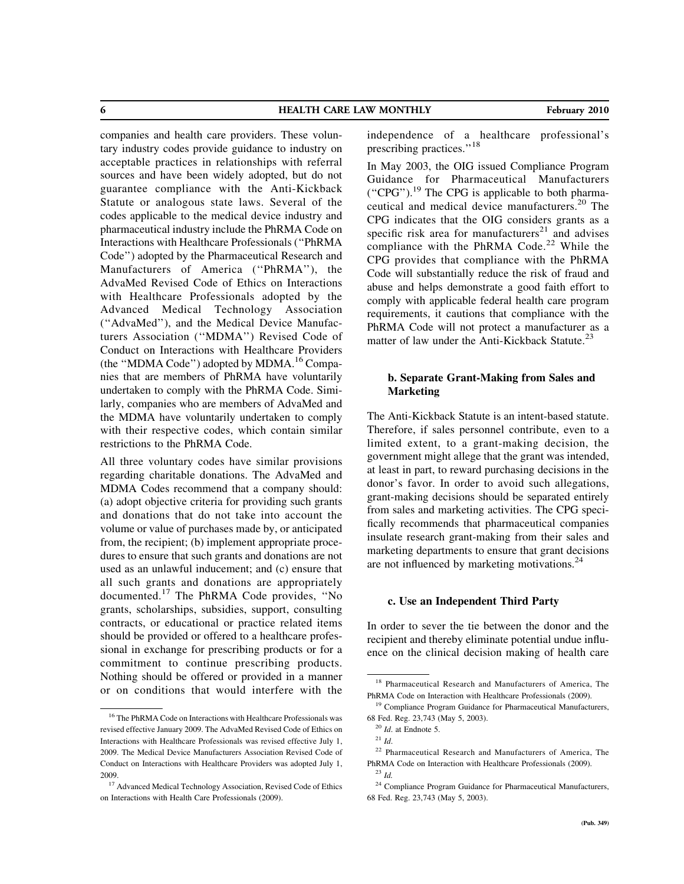companies and health care providers. These voluntary industry codes provide guidance to industry on acceptable practices in relationships with referral sources and have been widely adopted, but do not guarantee compliance with the Anti-Kickback Statute or analogous state laws. Several of the codes applicable to the medical device industry and pharmaceutical industry include the PhRMA Code on Interactions with Healthcare Professionals (''PhRMA Code'') adopted by the Pharmaceutical Research and Manufacturers of America (''PhRMA''), the AdvaMed Revised Code of Ethics on Interactions with Healthcare Professionals adopted by the Advanced Medical Technology Association (''AdvaMed''), and the Medical Device Manufacturers Association (''MDMA'') Revised Code of Conduct on Interactions with Healthcare Providers (the ''MDMA Code'') adopted by MDMA.[16] Companies that are members of PhRMA have voluntarily undertaken to comply with the PhRMA Code. Similarly, companies who are members of AdvaMed and the MDMA have voluntarily undertaken to comply with their respective codes, which contain similar restrictions to the PhRMA Code.

All three voluntary codes have similar provisions regarding charitable donations. The AdvaMed and MDMA Codes recommend that a company should: (a) adopt objective criteria for providing such grants and donations that do not take into account the volume or value of purchases made by, or anticipated from, the recipient; (b) implement appropriate procedures to ensure that such grants and donations are not used as an unlawful inducement; and (c) ensure that all such grants and donations are appropriately documented.[17] The PhRMA Code provides, ''No grants, scholarships, subsidies, support, consulting contracts, or educational or practice related items should be provided or offered to a healthcare professional in exchange for prescribing products or for a commitment to continue prescribing products. Nothing should be offered or provided in a manner or on conditions that would interfere with the independence of a healthcare professional's prescribing practices.''[18]

In May 2003, the OIG issued Compliance Program Guidance for Pharmaceutical Manufacturers (''CPG'').[19] The CPG is applicable to both pharmaceutical and medical device manufacturers.[20] The CPG indicates that the OIG considers grants as a specific risk area for manufacturers[21] and advises compliance with the PhRMA Code.[22] While the CPG provides that compliance with the PhRMA Code will substantially reduce the risk of fraud and abuse and helps demonstrate a good faith effort to comply with applicable federal health care program requirements, it cautions that compliance with the PhRMA Code will not protect a manufacturer as a matter of law under the Anti-Kickback Statute.[23]

#### b. Separate Grant-Making from Sales and Marketing

The Anti-Kickback Statute is an intent-based statute. Therefore, if sales personnel contribute, even to a limited extent, to a grant-making decision, the government might allege that the grant was intended, at least in part, to reward purchasing decisions in the donor's favor. In order to avoid such allegations, grant-making decisions should be separated entirely from sales and marketing activities. The CPG specifically recommends that pharmaceutical companies insulate research grant-making from their sales and marketing departments to ensure that grant decisions are not influenced by marketing motivations.[24]

#### c. Use an Independent Third Party

In order to sever the tie between the donor and the recipient and thereby eliminate potential undue influence on the clinical decision making of health care

---

[16] The PhRMA Code on Interactions with Healthcare Professionals was revised effective January 2009. The AdvaMed Revised Code of Ethics on Interactions with Healthcare Professionals was revised effective July 1, 2009. The Medical Device Manufacturers Association Revised Code of Conduct on Interactions with Healthcare Providers was adopted July 1, 2009.

[17] Advanced Medical Technology Association, Revised Code of Ethics on Interactions with Health Care Professionals (2009).

[18] Pharmaceutical Research and Manufacturers of America, The PhRMA Code on Interaction with Healthcare Professionals (2009).

[19] Compliance Program Guidance for Pharmaceutical Manufacturers, 68 Fed. Reg. 23,743 (May 5, 2003).

[20] *Id*. at Endnote 5.

[21] *Id*.

[22] Pharmaceutical Research and Manufacturers of America, The PhRMA Code on Interaction with Healthcare Professionals (2009).

[23] *Id.*

[24] Compliance Program Guidance for Pharmaceutical Manufacturers, 68 Fed. Reg. 23,743 (May 5, 2003).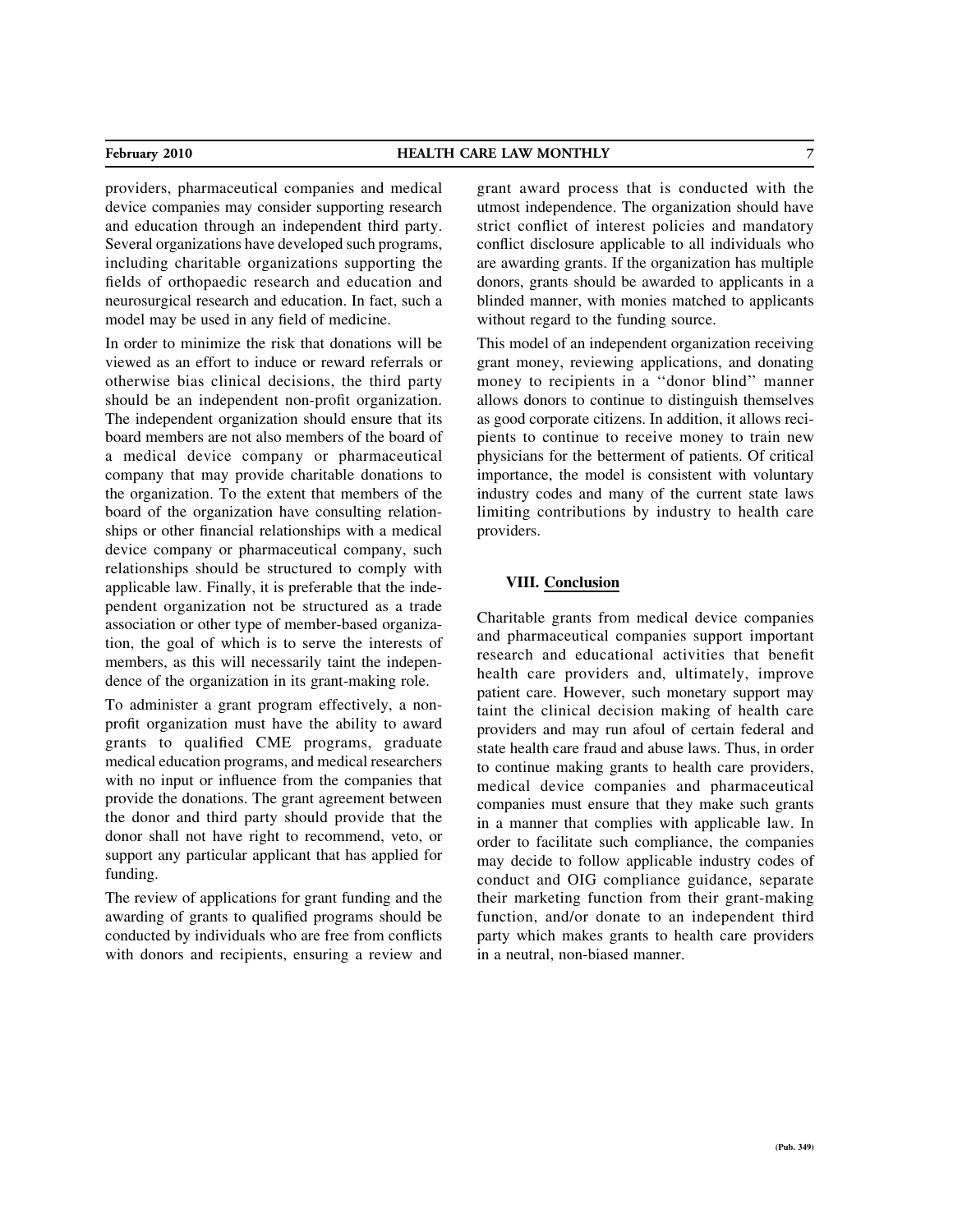providers, pharmaceutical companies and medical device companies may consider supporting research and education through an independent third party. Several organizations have developed such programs, including charitable organizations supporting the fields of orthopaedic research and education and neurosurgical research and education. In fact, such a model may be used in any field of medicine.

In order to minimize the risk that donations will be viewed as an effort to induce or reward referrals or otherwise bias clinical decisions, the third party should be an independent non-profit organization. The independent organization should ensure that its board members are not also members of the board of a medical device company or pharmaceutical company that may provide charitable donations to the organization. To the extent that members of the board of the organization have consulting relationships or other financial relationships with a medical device company or pharmaceutical company, such relationships should be structured to comply with applicable law. Finally, it is preferable that the independent organization not be structured as a trade association or other type of member-based organization, the goal of which is to serve the interests of members, as this will necessarily taint the independence of the organization in its grant-making role.

To administer a grant program effectively, a non-profit organization must have the ability to award grants to qualified CME programs, graduate medical education programs, and medical researchers with no input or influence from the companies that provide the donations. The grant agreement between the donor and third party should provide that the donor shall not have right to recommend, veto, or support any particular applicant that has applied for funding.

The review of applications for grant funding and the awarding of grants to qualified programs should be conducted by individuals who are free from conflicts with donors and recipients, ensuring a review and grant award process that is conducted with the utmost independence. The organization should have strict conflict of interest policies and mandatory conflict disclosure applicable to all individuals who are awarding grants. If the organization has multiple donors, grants should be awarded to applicants in a blinded manner, with monies matched to applicants without regard to the funding source.

This model of an independent organization receiving grant money, reviewing applications, and donating money to recipients in a "donor blind" manner allows donors to continue to distinguish themselves as good corporate citizens. In addition, it allows recipients to continue to receive money to train new physicians for the betterment of patients. Of critical importance, the model is consistent with voluntary industry codes and many of the current state laws limiting contributions by industry to health care providers.

## VIII. Conclusion

Charitable grants from medical device companies and pharmaceutical companies support important research and educational activities that benefit health care providers and, ultimately, improve patient care. However, such monetary support may taint the clinical decision making of health care providers and may run afoul of certain federal and state health care fraud and abuse laws. Thus, in order to continue making grants to health care providers, medical device companies and pharmaceutical companies must ensure that they make such grants in a manner that complies with applicable law. In order to facilitate such compliance, the companies may decide to follow applicable industry codes of conduct and OIG compliance guidance, separate their marketing function from their grant-making function, and/or donate to an independent third party which makes grants to health care providers in a neutral, non-biased manner.